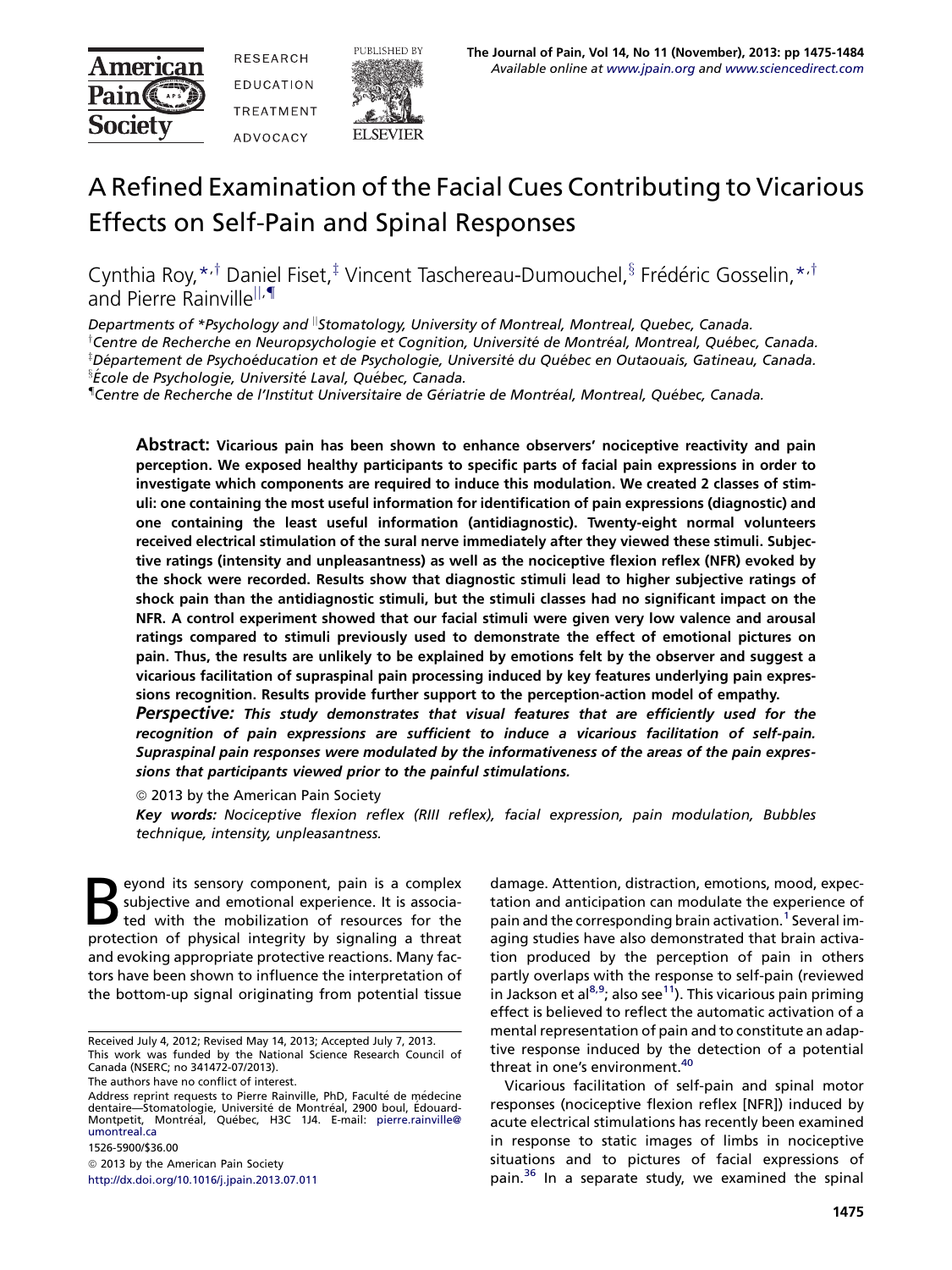# A Refined Examination of the Facial Cues Contributing to Vicarious Effects on Self-Pain and Spinal Responses

Cynthia Roy,[*,†] Daniel Fiset,[‡] Vincent Taschereau-Dumouchel,[§] Frédéric Gosselin,[*,†] and Pierre Rainville[‖,¶]

*Departments of *Psychology and ‖Stomatology, University of Montreal, Montreal, Quebec, Canada.*
*†Centre de Recherche en Neuropsychologie et Cognition, Université de Montréal, Montreal, Québec, Canada.*
*‡Département de Psychoéducation et de Psychologie, Université du Québec en Outaouais, Gatineau, Canada.*
*§École de Psychologie, Université Laval, Québec, Canada.*
*¶Centre de Recherche de l'Institut Universitaire de Gériatrie de Montréal, Montreal, Québec, Canada.*

**Abstract: Vicarious pain has been shown to enhance observers' nociceptive reactivity and pain perception. We exposed healthy participants to specific parts of facial pain expressions in order to investigate which components are required to induce this modulation. We created 2 classes of stimuli: one containing the most useful information for identification of pain expressions (diagnostic) and one containing the least useful information (antidiagnostic). Twenty-eight normal volunteers received electrical stimulation of the sural nerve immediately after they viewed these stimuli. Subjective ratings (intensity and unpleasantness) as well as the nociceptive flexion reflex (NFR) evoked by the shock were recorded. Results show that diagnostic stimuli lead to higher subjective ratings of shock pain than the antidiagnostic stimuli, but the stimuli classes had no significant impact on the NFR. A control experiment showed that our facial stimuli were given very low valence and arousal ratings compared to stimuli previously used to demonstrate the effect of emotional pictures on pain. Thus, the results are unlikely to be explained by emotions felt by the observer and suggest a vicarious facilitation of supraspinal pain processing induced by key features underlying pain expressions recognition. Results provide further support to the perception-action model of empathy.**

***Perspective:* *This study demonstrates that visual features that are efficiently used for the recognition of pain expressions are sufficient to induce a vicarious facilitation of self-pain. Supraspinal pain responses were modulated by the informativeness of the areas of the pain expressions that participants viewed prior to the painful stimulations.***

© 2013 by the American Pain Society

***Key words:*** *Nociceptive flexion reflex (RIII reflex), facial expression, pain modulation, Bubbles technique, intensity, unpleasantness.*

Beyond its sensory component, pain is a complex subjective and emotional experience. It is associated with the mobilization of resources for the protection of physical integrity by signaling a threat and evoking appropriate protective reactions. Many factors have been shown to influence the interpretation of the bottom-up signal originating from potential tissue damage. Attention, distraction, emotions, mood, expectation and anticipation can modulate the experience of pain and the corresponding brain activation.[1] Several imaging studies have also demonstrated that brain activation produced by the perception of pain in others partly overlaps with the response to self-pain (reviewed in Jackson et al[8,9]; also see[11]). This vicarious pain priming effect is believed to reflect the automatic activation of a mental representation of pain and to constitute an adaptive response induced by the detection of a potential threat in one's environment.[40]

Vicarious facilitation of self-pain and spinal motor responses (nociceptive flexion reflex [NFR]) induced by acute electrical stimulations has recently been examined in response to static images of limbs in nociceptive situations and to pictures of facial expressions of pain.[36] In a separate study, we examined the spinal

Received July 4, 2012; Revised May 14, 2013; Accepted July 7, 2013.
This work was funded by the National Science Research Council of Canada (NSERC; no 341472-07/2013).
The authors have no conflict of interest.
Address reprint requests to Pierre Rainville, PhD, Faculté de médecine dentaire—Stomatologie, Université de Montréal, 2900 boul, Édouard-Montpetit, Montréal, Québec, H3C 1J4. E-mail: pierre.rainville@umontreal.ca
1526-5900/$36.00
© 2013 by the American Pain Society
http://dx.doi.org/10.1016/j.jpain.2013.07.011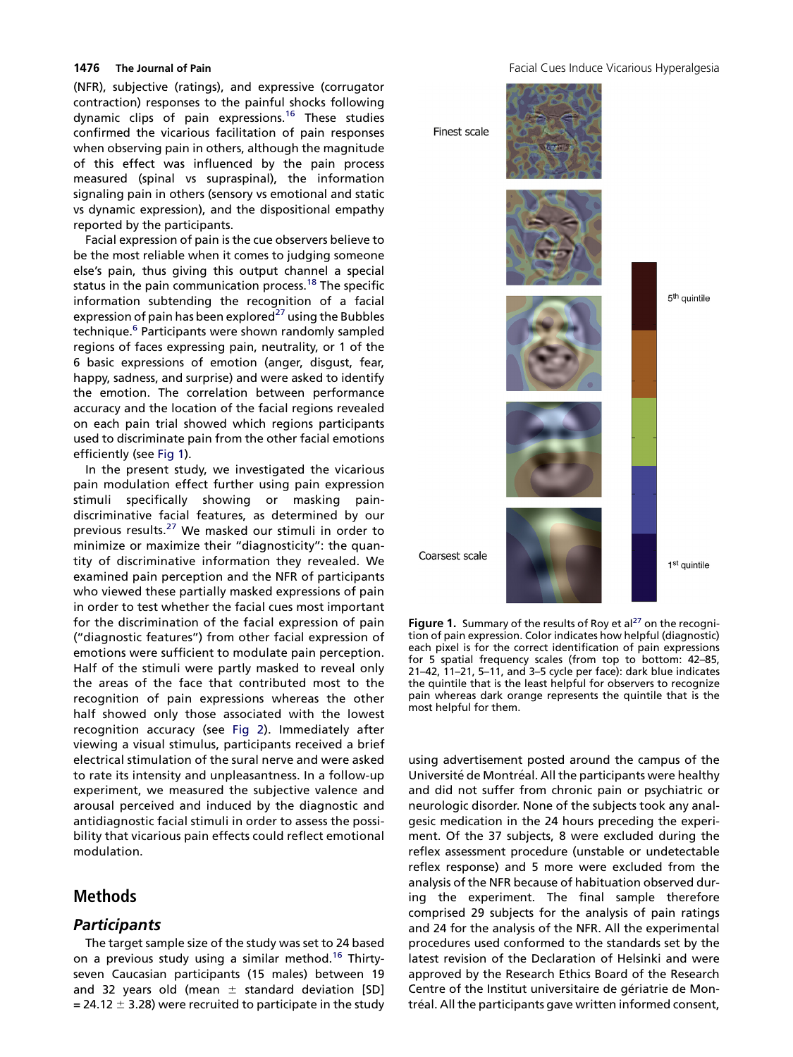(NFR), subjective (ratings), and expressive (corrugator contraction) responses to the painful shocks following dynamic clips of pain expressions.[16] These studies confirmed the vicarious facilitation of pain responses when observing pain in others, although the magnitude of this effect was influenced by the pain process measured (spinal vs supraspinal), the information signaling pain in others (sensory vs emotional and static vs dynamic expression), and the dispositional empathy reported by the participants.

Facial expression of pain is the cue observers believe to be the most reliable when it comes to judging someone else's pain, thus giving this output channel a special status in the pain communication process.[18] The specific information subtending the recognition of a facial expression of pain has been explored[27] using the Bubbles technique.[6] Participants were shown randomly sampled regions of faces expressing pain, neutrality, or 1 of the 6 basic expressions of emotion (anger, disgust, fear, happy, sadness, and surprise) and were asked to identify the emotion. The correlation between performance accuracy and the location of the facial regions revealed on each pain trial showed which regions participants used to discriminate pain from the other facial emotions efficiently (see Fig 1).

In the present study, we investigated the vicarious pain modulation effect further using pain expression stimuli specifically showing or masking pain-discriminative facial features, as determined by our previous results.[27] We masked our stimuli in order to minimize or maximize their "diagnosticity": the quantity of discriminative information they revealed. We examined pain perception and the NFR of participants who viewed these partially masked expressions of pain in order to test whether the facial cues most important for the discrimination of the facial expression of pain ("diagnostic features") from other facial expression of emotions were sufficient to modulate pain perception. Half of the stimuli were partly masked to reveal only the areas of the face that contributed most to the recognition of pain expressions whereas the other half showed only those associated with the lowest recognition accuracy (see Fig 2). Immediately after viewing a visual stimulus, participants received a brief electrical stimulation of the sural nerve and were asked to rate its intensity and unpleasantness. In a follow-up experiment, we measured the subjective valence and arousal perceived and induced by the diagnostic and antidiagnostic facial stimuli in order to assess the possibility that vicarious pain effects could reflect emotional modulation.

**Figure 1.** Summary of the results of Roy et al[27] on the recognition of pain expression. Color indicates how helpful (diagnostic) each pixel is for the correct identification of pain expressions for 5 spatial frequency scales (from top to bottom: 42–85, 21–42, 11–21, 5–11, and 3–5 cycle per face): dark blue indicates the quintile that is the least helpful for observers to recognize pain whereas dark orange represents the quintile that is the most helpful for them.

## Methods

### Participants

The target sample size of the study was set to 24 based on a previous study using a similar method.[16] Thirty-seven Caucasian participants (15 males) between 19 and 32 years old (mean ± standard deviation [SD] = 24.12 ± 3.28) were recruited to participate in the study using advertisement posted around the campus of the Université de Montréal. All the participants were healthy and did not suffer from chronic pain or psychiatric or neurologic disorder. None of the subjects took any analgesic medication in the 24 hours preceding the experiment. Of the 37 subjects, 8 were excluded during the reflex assessment procedure (unstable or undetectable reflex response) and 5 more were excluded from the analysis of the NFR because of habituation observed during the experiment. The final sample therefore comprised 29 subjects for the analysis of pain ratings and 24 for the analysis of the NFR. All the experimental procedures used conformed to the standards set by the latest revision of the Declaration of Helsinki and were approved by the Research Ethics Board of the Research Centre of the Institut universitaire de gériatrie de Montréal. All the participants gave written informed consent,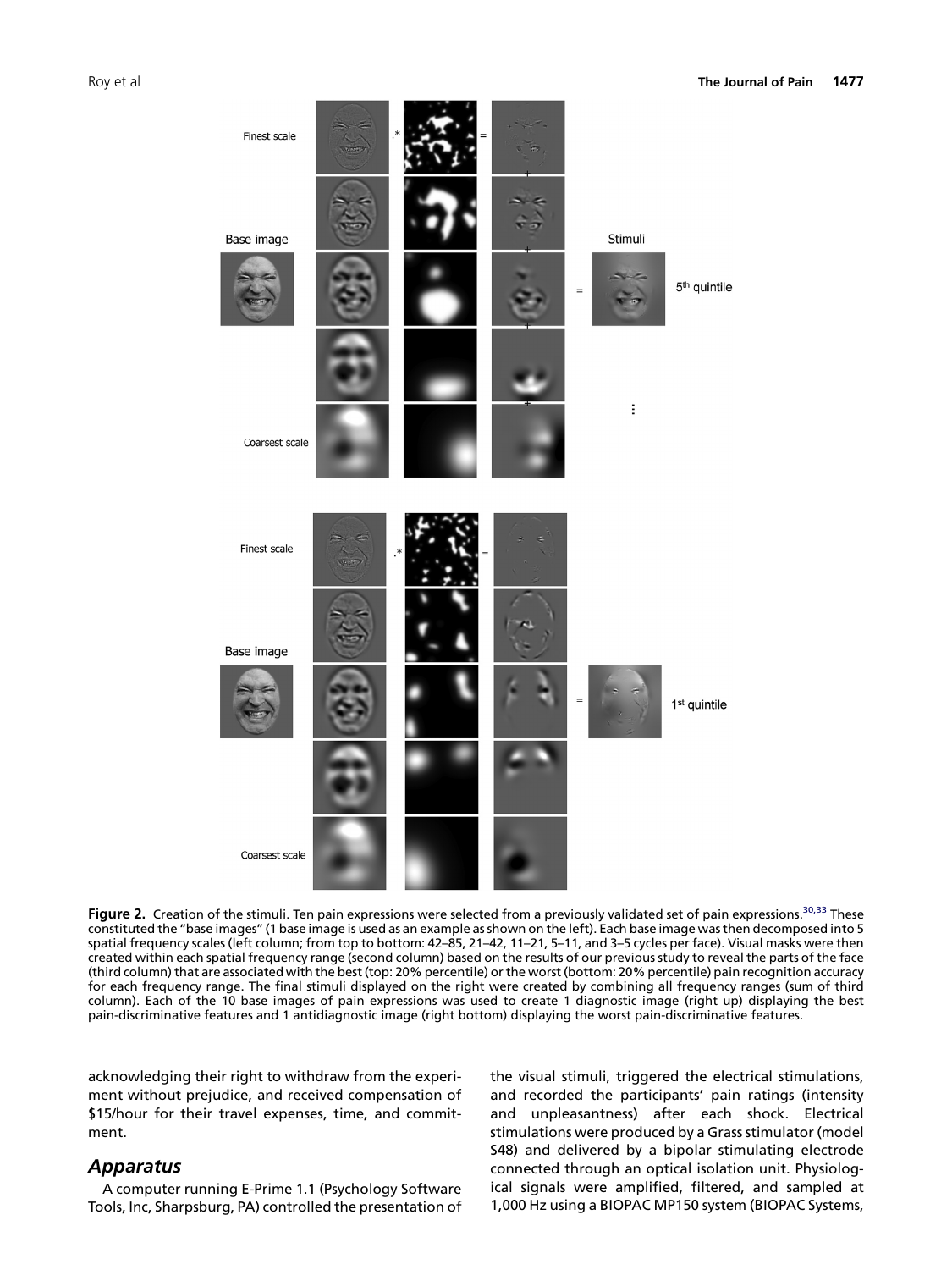**Figure 2.** Creation of the stimuli. Ten pain expressions were selected from a previously validated set of pain expressions.[30,33] These constituted the "base images" (1 base image is used as an example as shown on the left). Each base image was then decomposed into 5 spatial frequency scales (left column; from top to bottom: 42–85, 21–42, 11–21, 5–11, and 3–5 cycles per face). Visual masks were then created within each spatial frequency range (second column) based on the results of our previous study to reveal the parts of the face (third column) that are associated with the best (top: 20% percentile) or the worst (bottom: 20% percentile) pain recognition accuracy for each frequency range. The final stimuli displayed on the right were created by combining all frequency ranges (sum of third column). Each of the 10 base images of pain expressions was used to create 1 diagnostic image (right up) displaying the best pain-discriminative features and 1 antidiagnostic image (right bottom) displaying the worst pain-discriminative features.

acknowledging their right to withdraw from the experiment without prejudice, and received compensation of $15/hour for their travel expenses, time, and commitment.

## Apparatus

A computer running E-Prime 1.1 (Psychology Software Tools, Inc, Sharpsburg, PA) controlled the presentation of the visual stimuli, triggered the electrical stimulations, and recorded the participants' pain ratings (intensity and unpleasantness) after each shock. Electrical stimulations were produced by a Grass stimulator (model S48) and delivered by a bipolar stimulating electrode connected through an optical isolation unit. Physiological signals were amplified, filtered, and sampled at 1,000 Hz using a BIOPAC MP150 system (BIOPAC Systems,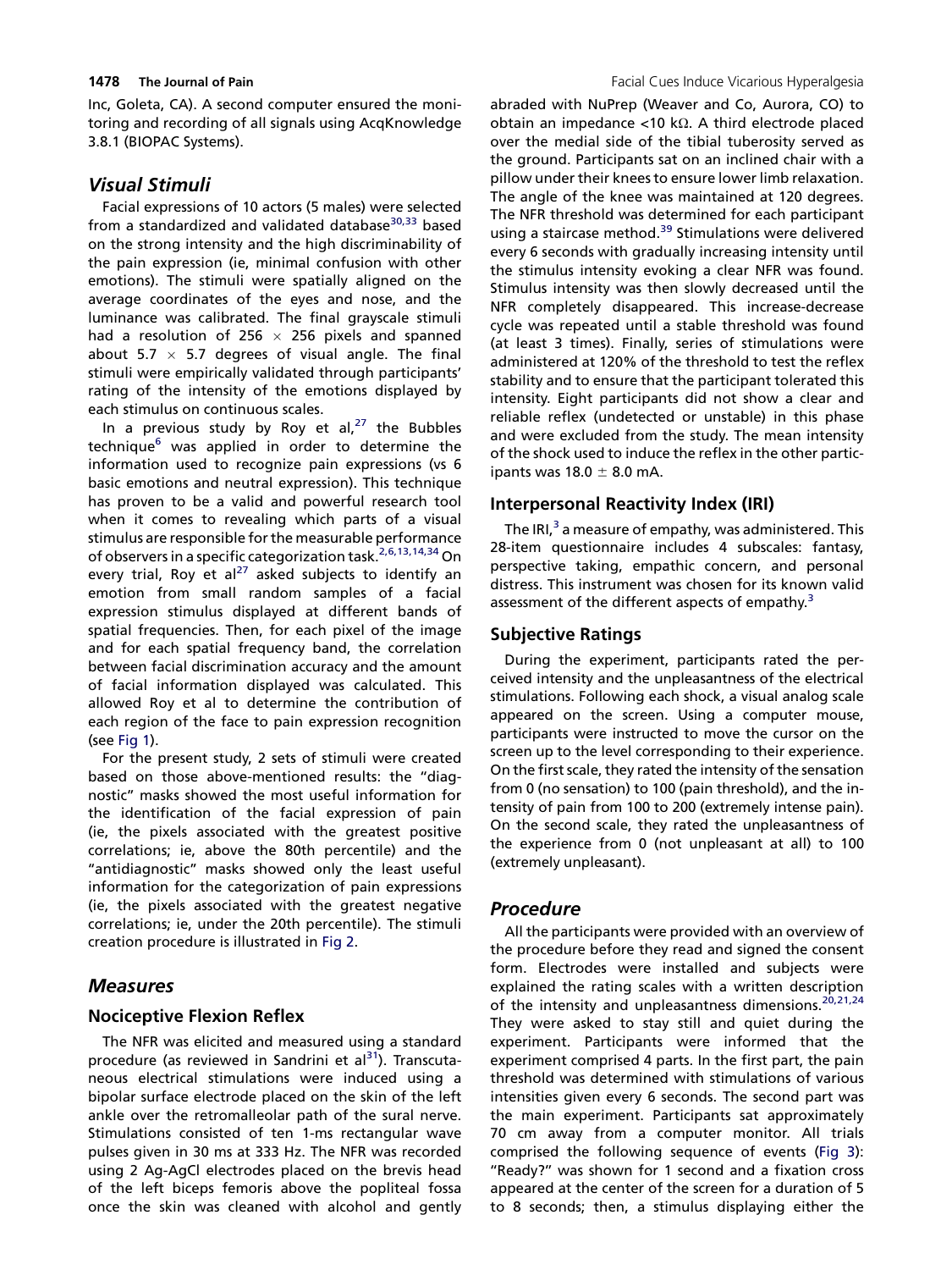Inc, Goleta, CA). A second computer ensured the monitoring and recording of all signals using AcqKnowledge 3.8.1 (BIOPAC Systems).

## Visual Stimuli

Facial expressions of 10 actors (5 males) were selected from a standardized and validated database[30,33] based on the strong intensity and the high discriminability of the pain expression (ie, minimal confusion with other emotions). The stimuli were spatially aligned on the average coordinates of the eyes and nose, and the luminance was calibrated. The final grayscale stimuli had a resolution of 256 $\times$ 256 pixels and spanned about 5.7 $\times$ 5.7 degrees of visual angle. The final stimuli were empirically validated through participants' rating of the intensity of the emotions displayed by each stimulus on continuous scales.

In a previous study by Roy et al,[27] the Bubbles technique[6] was applied in order to determine the information used to recognize pain expressions (vs 6 basic emotions and neutral expression). This technique has proven to be a valid and powerful research tool when it comes to revealing which parts of a visual stimulus are responsible for the measurable performance of observers in a specific categorization task.[2,6,13,14,34] On every trial, Roy et al[27] asked subjects to identify an emotion from small random samples of a facial expression stimulus displayed at different bands of spatial frequencies. Then, for each pixel of the image and for each spatial frequency band, the correlation between facial discrimination accuracy and the amount of facial information displayed was calculated. This allowed Roy et al to determine the contribution of each region of the face to pain expression recognition (see Fig 1).

For the present study, 2 sets of stimuli were created based on those above-mentioned results: the "diagnostic" masks showed the most useful information for the identification of the facial expression of pain (ie, the pixels associated with the greatest positive correlations; ie, above the 80th percentile) and the "antidiagnostic" masks showed only the least useful information for the categorization of pain expressions (ie, the pixels associated with the greatest negative correlations; ie, under the 20th percentile). The stimuli creation procedure is illustrated in Fig 2.

## Measures

### Nociceptive Flexion Reflex

The NFR was elicited and measured using a standard procedure (as reviewed in Sandrini et al[31]). Transcutaneous electrical stimulations were induced using a bipolar surface electrode placed on the skin of the left ankle over the retromalleolar path of the sural nerve. Stimulations consisted of ten 1-ms rectangular wave pulses given in 30 ms at 333 Hz. The NFR was recorded using 2 Ag-AgCl electrodes placed on the brevis head of the left biceps femoris above the popliteal fossa once the skin was cleaned with alcohol and gently abraded with NuPrep (Weaver and Co, Aurora, CO) to obtain an impedance <10 kΩ. A third electrode placed over the medial side of the tibial tuberosity served as the ground. Participants sat on an inclined chair with a pillow under their knees to ensure lower limb relaxation. The angle of the knee was maintained at 120 degrees. The NFR threshold was determined for each participant using a staircase method.[39] Stimulations were delivered every 6 seconds with gradually increasing intensity until the stimulus intensity evoking a clear NFR was found. Stimulus intensity was then slowly decreased until the NFR completely disappeared. This increase-decrease cycle was repeated until a stable threshold was found (at least 3 times). Finally, series of stimulations were administered at 120% of the threshold to test the reflex stability and to ensure that the participant tolerated this intensity. Eight participants did not show a clear and reliable reflex (undetected or unstable) in this phase and were excluded from the study. The mean intensity of the shock used to induce the reflex in the other participants was 18.0 $\pm$ 8.0 mA.

### Interpersonal Reactivity Index (IRI)

The IRI,[3] a measure of empathy, was administered. This 28-item questionnaire includes 4 subscales: fantasy, perspective taking, empathic concern, and personal distress. This instrument was chosen for its known valid assessment of the different aspects of empathy.[3]

### Subjective Ratings

During the experiment, participants rated the perceived intensity and the unpleasantness of the electrical stimulations. Following each shock, a visual analog scale appeared on the screen. Using a computer mouse, participants were instructed to move the cursor on the screen up to the level corresponding to their experience. On the first scale, they rated the intensity of the sensation from 0 (no sensation) to 100 (pain threshold), and the intensity of pain from 100 to 200 (extremely intense pain). On the second scale, they rated the unpleasantness of the experience from 0 (not unpleasant at all) to 100 (extremely unpleasant).

## Procedure

All the participants were provided with an overview of the procedure before they read and signed the consent form. Electrodes were installed and subjects were explained the rating scales with a written description of the intensity and unpleasantness dimensions.[20,21,24] They were asked to stay still and quiet during the experiment. Participants were informed that the experiment comprised 4 parts. In the first part, the pain threshold was determined with stimulations of various intensities given every 6 seconds. The second part was the main experiment. Participants sat approximately 70 cm away from a computer monitor. All trials comprised the following sequence of events (Fig 3): "Ready?" was shown for 1 second and a fixation cross appeared at the center of the screen for a duration of 5 to 8 seconds; then, a stimulus displaying either the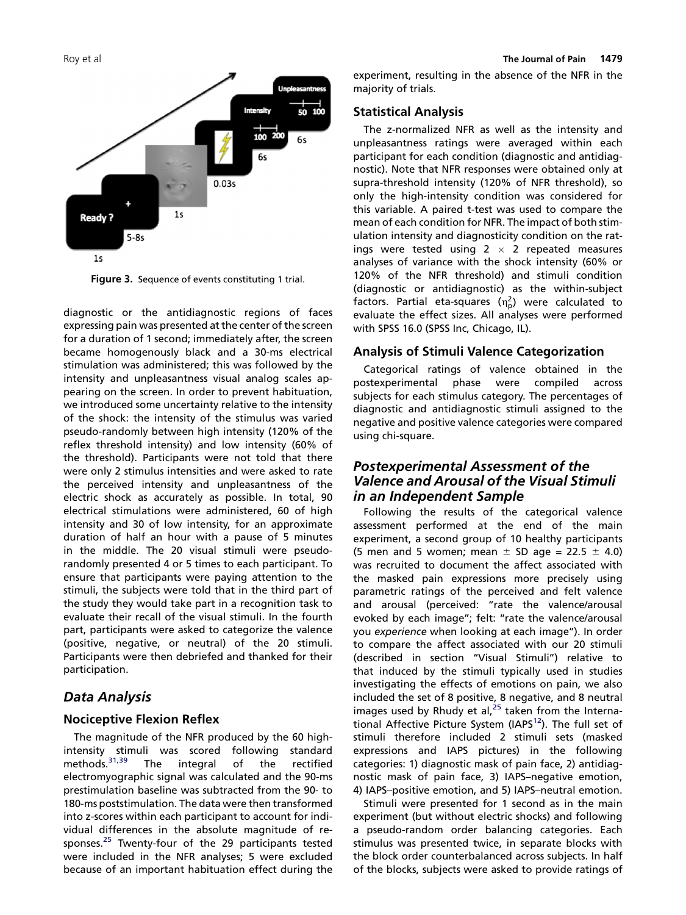Figure 3. Sequence of events constituting 1 trial.

diagnostic or the antidiagnostic regions of faces expressing pain was presented at the center of the screen for a duration of 1 second; immediately after, the screen became homogenously black and a 30-ms electrical stimulation was administered; this was followed by the intensity and unpleasantness visual analog scales appearing on the screen. In order to prevent habituation, we introduced some uncertainty relative to the intensity of the shock: the intensity of the stimulus was varied pseudo-randomly between high intensity (120% of the reflex threshold intensity) and low intensity (60% of the threshold). Participants were not told that there were only 2 stimulus intensities and were asked to rate the perceived intensity and unpleasantness of the electric shock as accurately as possible. In total, 90 electrical stimulations were administered, 60 of high intensity and 30 of low intensity, for an approximate duration of half an hour with a pause of 5 minutes in the middle. The 20 visual stimuli were pseudo-randomly presented 4 or 5 times to each participant. To ensure that participants were paying attention to the stimuli, the subjects were told that in the third part of the study they would take part in a recognition task to evaluate their recall of the visual stimuli. In the fourth part, participants were asked to categorize the valence (positive, negative, or neutral) of the 20 stimuli. Participants were then debriefed and thanked for their participation.

## Data Analysis

### Nociceptive Flexion Reflex

The magnitude of the NFR produced by the 60 high-intensity stimuli was scored following standard methods.[31,39] The integral of the rectified electromyographic signal was calculated and the 90-ms prestimulation baseline was subtracted from the 90- to 180-ms poststimulation. The data were then transformed into z-scores within each participant to account for individual differences in the absolute magnitude of responses.[25] Twenty-four of the 29 participants tested were included in the NFR analyses; 5 were excluded because of an important habituation effect during the experiment, resulting in the absence of the NFR in the majority of trials.

### Statistical Analysis

The z-normalized NFR as well as the intensity and unpleasantness ratings were averaged within each participant for each condition (diagnostic and antidiagnostic). Note that NFR responses were obtained only at supra-threshold intensity (120% of NFR threshold), so only the high-intensity condition was considered for this variable. A paired t-test was used to compare the mean of each condition for NFR. The impact of both stimulation intensity and diagnosticity condition on the ratings were tested using $2 \times 2$ repeated measures analyses of variance with the shock intensity (60% or 120% of the NFR threshold) and stimuli condition (diagnostic or antidiagnostic) as the within-subject factors. Partial eta-squares ($\eta_p^2$) were calculated to evaluate the effect sizes. All analyses were performed with SPSS 16.0 (SPSS Inc, Chicago, IL).

### Analysis of Stimuli Valence Categorization

Categorical ratings of valence obtained in the postexperimental phase were compiled across subjects for each stimulus category. The percentages of diagnostic and antidiagnostic stimuli assigned to the negative and positive valence categories were compared using chi-square.

## *Postexperimental Assessment of the Valence and Arousal of the Visual Stimuli in an Independent Sample*

Following the results of the categorical valence assessment performed at the end of the main experiment, a second group of 10 healthy participants (5 men and 5 women; mean $\pm$ SD age = $22.5 \pm 4.0$) was recruited to document the affect associated with the masked pain expressions more precisely using parametric ratings of the perceived and felt valence and arousal (perceived: "rate the valence/arousal evoked by each image"; felt: "rate the valence/arousal you *experience* when looking at each image"). In order to compare the affect associated with our 20 stimuli (described in section "Visual Stimuli") relative to that induced by the stimuli typically used in studies investigating the effects of emotions on pain, we also included the set of 8 positive, 8 negative, and 8 neutral images used by Rhudy et al,[25] taken from the International Affective Picture System (IAPS[12]). The full set of stimuli therefore included 2 stimuli sets (masked expressions and IAPS pictures) in the following categories: 1) diagnostic mask of pain face, 2) antidiagnostic mask of pain face, 3) IAPS–negative emotion, 4) IAPS–positive emotion, and 5) IAPS–neutral emotion.

Stimuli were presented for 1 second as in the main experiment (but without electric shocks) and following a pseudo-random order balancing categories. Each stimulus was presented twice, in separate blocks with the block order counterbalanced across subjects. In half of the blocks, subjects were asked to provide ratings of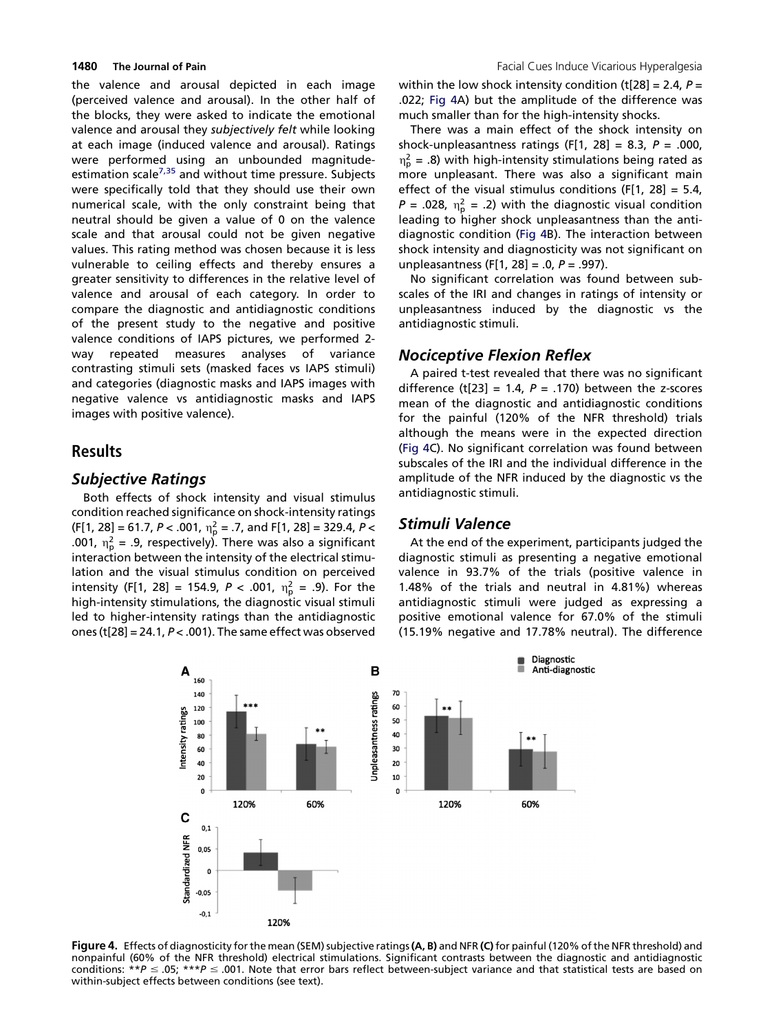the valence and arousal depicted in each image (perceived valence and arousal). In the other half of the blocks, they were asked to indicate the emotional valence and arousal they *subjectively felt* while looking at each image (induced valence and arousal). Ratings were performed using an unbounded magnitude-estimation scale[7,35] and without time pressure. Subjects were specifically told that they should use their own numerical scale, with the only constraint being that neutral should be given a value of 0 on the valence scale and that arousal could not be given negative values. This rating method was chosen because it is less vulnerable to ceiling effects and thereby ensures a greater sensitivity to differences in the relative level of valence and arousal of each category. In order to compare the diagnostic and antidiagnostic conditions of the present study to the negative and positive valence conditions of IAPS pictures, we performed 2-way repeated measures analyses of variance contrasting stimuli sets (masked faces vs IAPS stimuli) and categories (diagnostic masks and IAPS images with negative valence vs antidiagnostic masks and IAPS images with positive valence).

## Results

### Subjective Ratings

Both effects of shock intensity and visual stimulus condition reached significance on shock-intensity ratings ($F[1, 28] = 61.7$, $P < .001$, $\eta_p^2 = .7$, and $F[1, 28] = 329.4$, $P < .001$, $\eta_p^2 = .9$, respectively). There was also a significant interaction between the intensity of the electrical stimulation and the visual stimulus condition on perceived intensity ($F[1, 28] = 154.9$, $P < .001$, $\eta_p^2 = .9$). For the high-intensity stimulations, the diagnostic visual stimuli led to higher-intensity ratings than the antidiagnostic ones ($t[28] = 24.1$, $P < .001$). The same effect was observed within the low shock intensity condition ($t[28] = 2.4$, $P = .022$; Fig 4A) but the amplitude of the difference was much smaller than for the high-intensity shocks.

There was a main effect of the shock intensity on shock-unpleasantness ratings ($F[1, 28] = 8.3$, $P = .000$, $\eta_p^2 = .8$) with high-intensity stimulations being rated as more unpleasant. There was also a significant main effect of the visual stimulus conditions ($F[1, 28] = 5.4$, $P = .028$, $\eta_p^2 = .2$) with the diagnostic visual condition leading to higher shock unpleasantness than the anti-diagnostic condition (Fig 4B). The interaction between shock intensity and diagnosticity was not significant on unpleasantness ($F[1, 28] = .0$, $P = .997$).

No significant correlation was found between subscales of the IRI and changes in ratings of intensity or unpleasantness induced by the diagnostic vs the antidiagnostic stimuli.

### Nociceptive Flexion Reflex

A paired t-test revealed that there was no significant difference ($t[23] = 1.4$, $P = .170$) between the z-scores mean of the diagnostic and antidiagnostic conditions for the painful (120% of the NFR threshold) trials although the means were in the expected direction (Fig 4C). No significant correlation was found between subscales of the IRI and the individual difference in the amplitude of the NFR induced by the diagnostic vs the antidiagnostic stimuli.

### Stimuli Valence

At the end of the experiment, participants judged the diagnostic stimuli as presenting a negative emotional valence in 93.7% of the trials (positive valence in 1.48% of the trials and neutral in 4.81%) whereas antidiagnostic stimuli were judged as expressing a positive emotional valence for 67.0% of the stimuli (15.19% negative and 17.78% neutral). The difference

**Figure 4.** Effects of diagnosticity for the mean (SEM) subjective ratings **(A, B)** and NFR **(C)** for painful (120% of the NFR threshold) and nonpainful (60% of the NFR threshold) electrical stimulations. Significant contrasts between the diagnostic and antidiagnostic conditions: $**P \leq .05$; $***P \leq .001$. Note that error bars reflect between-subject variance and that statistical tests are based on within-subject effects between conditions (see text).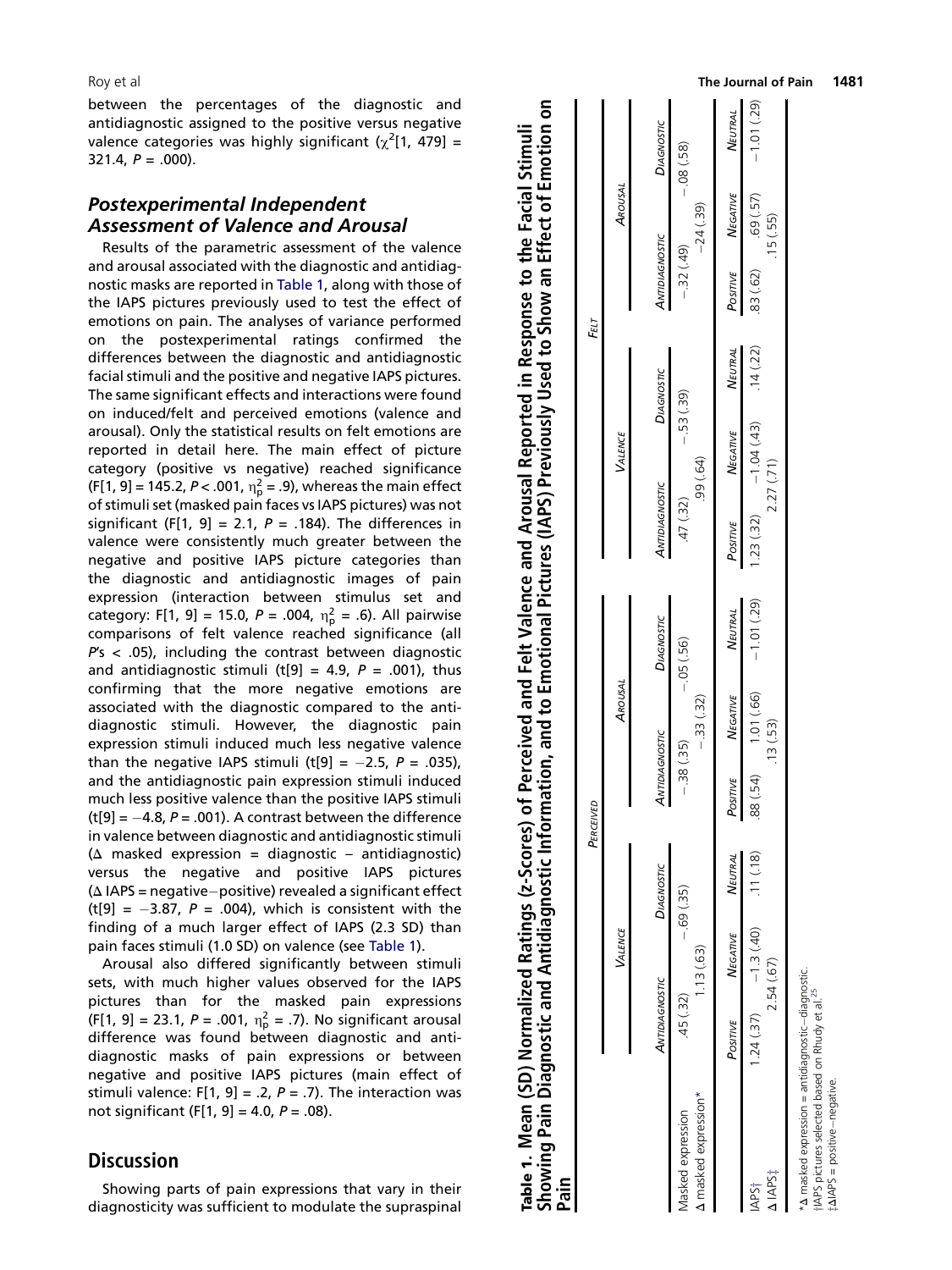between the percentages of the diagnostic and antidiagnostic assigned to the positive versus negative valence categories was highly significant ($\chi^2$[1, 479] = 321.4, $P$ = .000).

### *Postexperimental Independent Assessment of Valence and Arousal*

Results of the parametric assessment of the valence and arousal associated with the diagnostic and antidiagnostic masks are reported in Table 1, along with those of the IAPS pictures previously used to test the effect of emotions on pain. The analyses of variance performed on the postexperimental ratings confirmed the differences between the diagnostic and antidiagnostic facial stimuli and the positive and negative IAPS pictures. The same significant effects and interactions were found on induced/felt and perceived emotions (valence and arousal). Only the statistical results on felt emotions are reported in detail here. The main effect of picture category (positive vs negative) reached significance (F[1, 9] = 145.2, $P$ < .001, $\eta_p^2$ = .9), whereas the main effect of stimuli set (masked pain faces vs IAPS pictures) was not significant (F[1, 9] = 2.1, $P$ = .184). The differences in valence were consistently much greater between the negative and positive IAPS picture categories than the diagnostic and antidiagnostic images of pain expression (interaction between stimulus set and category: F[1, 9] = 15.0, $P$ = .004, $\eta_p^2$ = .6). All pairwise comparisons of felt valence reached significance (all $P$'s < .05), including the contrast between diagnostic and antidiagnostic stimuli (t[9] = 4.9, $P$ = .001), thus confirming that the more negative emotions are associated with the diagnostic compared to the antidiagnostic stimuli. However, the diagnostic pain expression stimuli induced much less negative valence than the negative IAPS stimuli (t[9] = −2.5, $P$ = .035), and the antidiagnostic pain expression stimuli induced much less positive valence than the positive IAPS stimuli (t[9] = −4.8, $P$ = .001). A contrast between the difference in valence between diagnostic and antidiagnostic stimuli (Δ masked expression = diagnostic − antidiagnostic) versus the negative and positive IAPS pictures (Δ IAPS = negative−positive) revealed a significant effect (t[9] = −3.87, $P$ = .004), which is consistent with the finding of a much larger effect of IAPS (2.3 SD) than pain faces stimuli (1.0 SD) on valence (see Table 1).

Arousal also differed significantly between stimuli sets, with much higher values observed for the IAPS pictures than for the masked pain expressions (F[1, 9] = 23.1, $P$ = .001, $\eta_p^2$ = .7). No significant arousal difference was found between diagnostic and antidiagnostic masks of pain expressions or between negative and positive IAPS pictures (main effect of stimuli valence: F[1, 9] = .2, $P$ = .7). The interaction was not significant (F[1, 9] = 4.0, $P$ = .08).

**Table 1. Mean (SD) Normalized Ratings (z-Scores) of Perceived and Felt Valence and Arousal Reported in Response to the Facial Stimuli Showing Pain Diagnostic and Antidiagnostic Information, and to Emotional Pictures (IAPS) Previously Used to Show an Effect of Emotion on Pain**

| | Perceived | | | | | | Felt | | | | | |
|---|---|---|---|---|---|---|---|---|---|---|---|---|
| | Valence | | | Arousal | | | Valence | | | Arousal | | |
| | Antidiagnostic | | Diagnostic | Antidiagnostic | | Diagnostic | Antidiagnostic | | Diagnostic | Antidiagnostic | | Diagnostic |
| Masked expression | .45 (.32) | | −.69 (.35) | −.38 (.35) | | −.05 (.56) | .47 (.32) | | −.53 (.39) | −.32 (.49) | | −.08 (.58) |
| Δ masked expression* | | 1.13 (.63) | | | −.33 (.32) | | | .99 (.64) | | | −24 (.39) | |
| | Positive | Negative | Neutral | Positive | Negative | Neutral | Positive | Negative | Neutral | Positive | Negative | Neutral |
| IAPS† | 1.24 (.37) | −1.3 (.40) | .11 (.18) | .88 (.54) | 1.01 (.66) | −1.01 (.29) | 1.23 (.32) | −1.04 (.43) | .14 (.22) | .83 (.62) | .69 (.57) | −1.01 (.29) |
| Δ IAPS‡ | | 2.54 (.67) | | | .13 (.53) | | | 2.27 (.71) | | | .15 (.55) | |

*Δ masked expression = antidiagnostic−diagnostic.
†IAPS pictures selected based on Rhudy et al.[25]
‡ΔIAPS = positive−negative.

## Discussion

Showing parts of pain expressions that vary in their diagnosticity was sufficient to modulate the supraspinal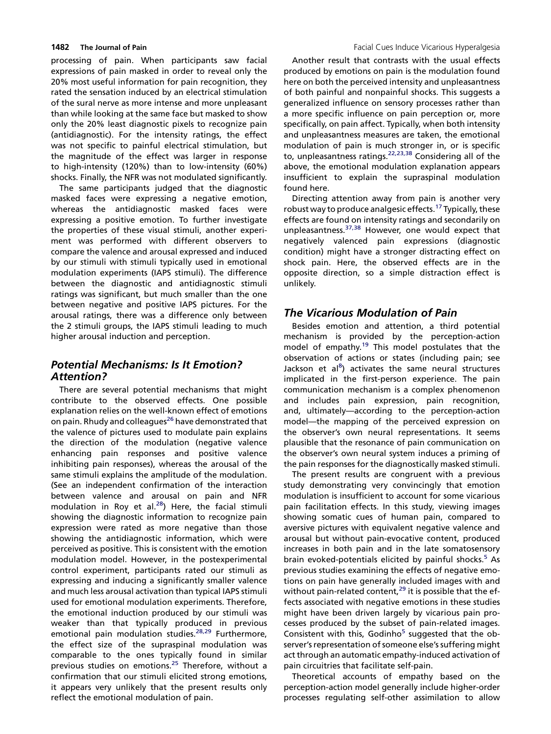processing of pain. When participants saw facial expressions of pain masked in order to reveal only the 20% most useful information for pain recognition, they rated the sensation induced by an electrical stimulation of the sural nerve as more intense and more unpleasant than while looking at the same face but masked to show only the 20% least diagnostic pixels to recognize pain (antidiagnostic). For the intensity ratings, the effect was not specific to painful electrical stimulation, but the magnitude of the effect was larger in response to high-intensity (120%) than to low-intensity (60%) shocks. Finally, the NFR was not modulated significantly.

The same participants judged that the diagnostic masked faces were expressing a negative emotion, whereas the antidiagnostic masked faces were expressing a positive emotion. To further investigate the properties of these visual stimuli, another experiment was performed with different observers to compare the valence and arousal expressed and induced by our stimuli with stimuli typically used in emotional modulation experiments (IAPS stimuli). The difference between the diagnostic and antidiagnostic stimuli ratings was significant, but much smaller than the one between negative and positive IAPS pictures. For the arousal ratings, there was a difference only between the 2 stimuli groups, the IAPS stimuli leading to much higher arousal induction and perception.

## Potential Mechanisms: Is It Emotion? Attention?

There are several potential mechanisms that might contribute to the observed effects. One possible explanation relies on the well-known effect of emotions on pain. Rhudy and colleagues[26] have demonstrated that the valence of pictures used to modulate pain explains the direction of the modulation (negative valence enhancing pain responses and positive valence inhibiting pain responses), whereas the arousal of the same stimuli explains the amplitude of the modulation. (See an independent confirmation of the interaction between valence and arousal on pain and NFR modulation in Roy et al.[28]) Here, the facial stimuli showing the diagnostic information to recognize pain expression were rated as more negative than those showing the antidiagnostic information, which were perceived as positive. This is consistent with the emotion modulation model. However, in the postexperimental control experiment, participants rated our stimuli as expressing and inducing a significantly smaller valence and much less arousal activation than typical IAPS stimuli used for emotional modulation experiments. Therefore, the emotional induction produced by our stimuli was weaker than that typically produced in previous emotional pain modulation studies.[28,29] Furthermore, the effect size of the supraspinal modulation was comparable to the ones typically found in similar previous studies on emotions.[25] Therefore, without a confirmation that our stimuli elicited strong emotions, it appears very unlikely that the present results only reflect the emotional modulation of pain.

Another result that contrasts with the usual effects produced by emotions on pain is the modulation found here on both the perceived intensity and unpleasantness of both painful and nonpainful shocks. This suggests a generalized influence on sensory processes rather than a more specific influence on pain perception or, more specifically, on pain affect. Typically, when both intensity and unpleasantness measures are taken, the emotional modulation of pain is much stronger in, or is specific to, unpleasantness ratings.[22,23,38] Considering all of the above, the emotional modulation explanation appears insufficient to explain the supraspinal modulation found here.

Directing attention away from pain is another very robust way to produce analgesic effects.[17] Typically, these effects are found on intensity ratings and secondarily on unpleasantness.[37,38] However, one would expect that negatively valenced pain expressions (diagnostic condition) might have a stronger distracting effect on shock pain. Here, the observed effects are in the opposite direction, so a simple distraction effect is unlikely.

## The Vicarious Modulation of Pain

Besides emotion and attention, a third potential mechanism is provided by the perception-action model of empathy.[19] This model postulates that the observation of actions or states (including pain; see Jackson et al[8]) activates the same neural structures implicated in the first-person experience. The pain communication mechanism is a complex phenomenon and includes pain expression, pain recognition, and, ultimately—according to the perception-action model—the mapping of the perceived expression on the observer's own neural representations. It seems plausible that the resonance of pain communication on the observer's own neural system induces a priming of the pain responses for the diagnostically masked stimuli.

The present results are congruent with a previous study demonstrating very convincingly that emotion modulation is insufficient to account for some vicarious pain facilitation effects. In this study, viewing images showing somatic cues of human pain, compared to aversive pictures with equivalent negative valence and arousal but without pain-evocative content, produced increases in both pain and in the late somatosensory brain evoked-potentials elicited by painful shocks.[5] As previous studies examining the effects of negative emotions on pain have generally included images with and without pain-related content,[29] it is possible that the effects associated with negative emotions in these studies might have been driven largely by vicarious pain processes produced by the subset of pain-related images. Consistent with this, Godinho[5] suggested that the observer's representation of someone else's suffering might act through an automatic empathy-induced activation of pain circuitries that facilitate self-pain.

Theoretical accounts of empathy based on the perception-action model generally include higher-order processes regulating self-other assimilation to allow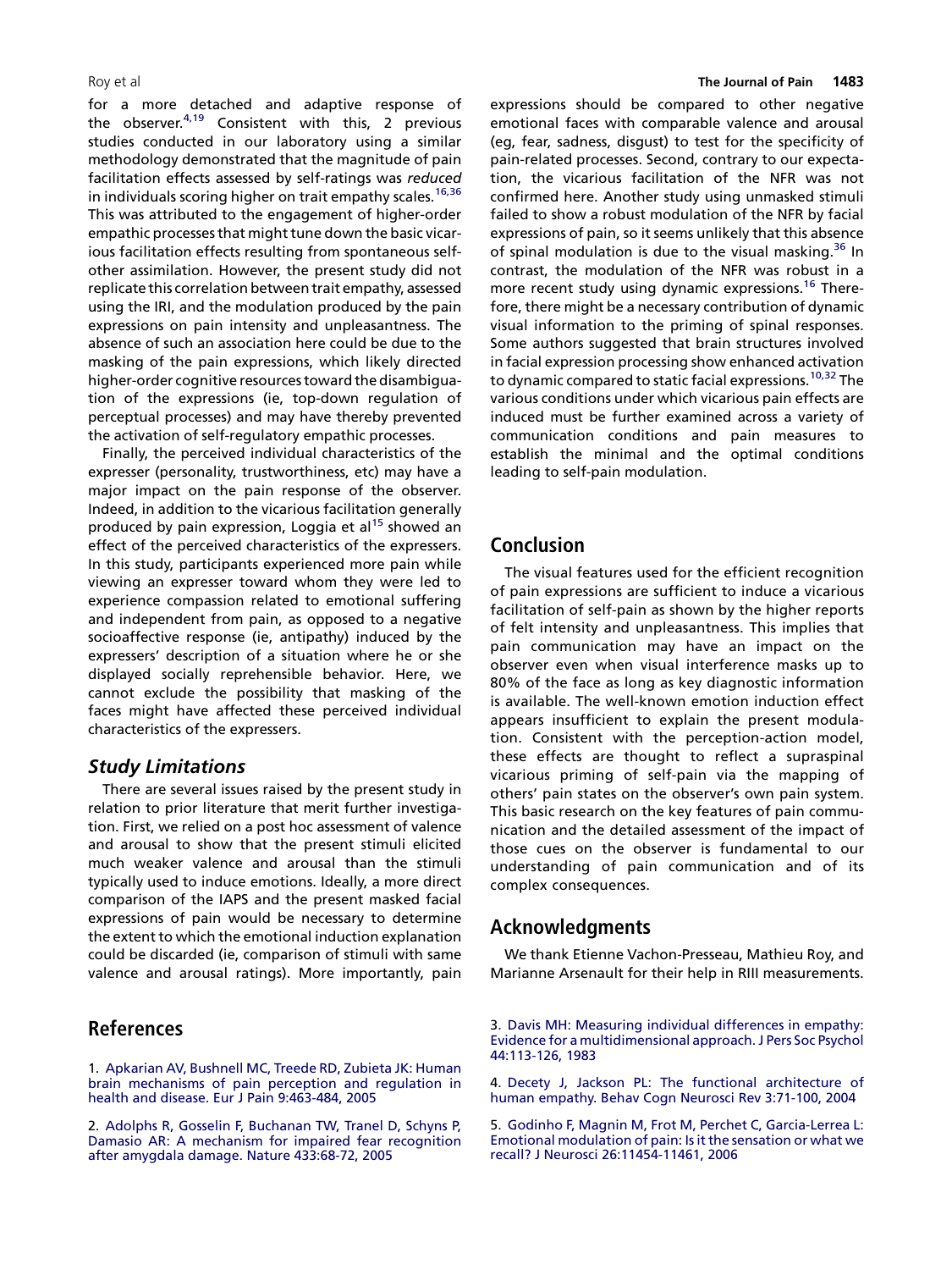for a more detached and adaptive response of the observer.[4,19] Consistent with this, 2 previous studies conducted in our laboratory using a similar methodology demonstrated that the magnitude of pain facilitation effects assessed by self-ratings was *reduced* in individuals scoring higher on trait empathy scales.[16,36] This was attributed to the engagement of higher-order empathic processes that might tune down the basic vicarious facilitation effects resulting from spontaneous self-other assimilation. However, the present study did not replicate this correlation between trait empathy, assessed using the IRI, and the modulation produced by the pain expressions on pain intensity and unpleasantness. The absence of such an association here could be due to the masking of the pain expressions, which likely directed higher-order cognitive resources toward the disambiguation of the expressions (ie, top-down regulation of perceptual processes) and may have thereby prevented the activation of self-regulatory empathic processes.

Finally, the perceived individual characteristics of the expresser (personality, trustworthiness, etc) may have a major impact on the pain response of the observer. Indeed, in addition to the vicarious facilitation generally produced by pain expression, Loggia et al[15] showed an effect of the perceived characteristics of the expressers. In this study, participants experienced more pain while viewing an expresser toward whom they were led to experience compassion related to emotional suffering and independent from pain, as opposed to a negative socioaffective response (ie, antipathy) induced by the expressers' description of a situation where he or she displayed socially reprehensible behavior. Here, we cannot exclude the possibility that masking of the faces might have affected these perceived individual characteristics of the expressers.

### *Study Limitations*

There are several issues raised by the present study in relation to prior literature that merit further investigation. First, we relied on a post hoc assessment of valence and arousal to show that the present stimuli elicited much weaker valence and arousal than the stimuli typically used to induce emotions. Ideally, a more direct comparison of the IAPS and the present masked facial expressions of pain would be necessary to determine the extent to which the emotional induction explanation could be discarded (ie, comparison of stimuli with same valence and arousal ratings). More importantly, pain expressions should be compared to other negative emotional faces with comparable valence and arousal (eg, fear, sadness, disgust) to test for the specificity of pain-related processes. Second, contrary to our expectation, the vicarious facilitation of the NFR was not confirmed here. Another study using unmasked stimuli failed to show a robust modulation of the NFR by facial expressions of pain, so it seems unlikely that this absence of spinal modulation is due to the visual masking.[36] In contrast, the modulation of the NFR was robust in a more recent study using dynamic expressions.[16] Therefore, there might be a necessary contribution of dynamic visual information to the priming of spinal responses. Some authors suggested that brain structures involved in facial expression processing show enhanced activation to dynamic compared to static facial expressions.[10,32] The various conditions under which vicarious pain effects are induced must be further examined across a variety of communication conditions and pain measures to establish the minimal and the optimal conditions leading to self-pain modulation.

## Conclusion

The visual features used for the efficient recognition of pain expressions are sufficient to induce a vicarious facilitation of self-pain as shown by the higher reports of felt intensity and unpleasantness. This implies that pain communication may have an impact on the observer even when visual interference masks up to 80% of the face as long as key diagnostic information is available. The well-known emotion induction effect appears insufficient to explain the present modulation. Consistent with the perception-action model, these effects are thought to reflect a supraspinal vicarious priming of self-pain via the mapping of others' pain states on the observer's own pain system. This basic research on the key features of pain communication and the detailed assessment of the impact of those cues on the observer is fundamental to our understanding of pain communication and of its complex consequences.

## Acknowledgments

We thank Etienne Vachon-Presseau, Mathieu Roy, and Marianne Arsenault for their help in RIII measurements.

## References

1. Apkarian AV, Bushnell MC, Treede RD, Zubieta JK: Human brain mechanisms of pain perception and regulation in health and disease. Eur J Pain 9:463-484, 2005

2. Adolphs R, Gosselin F, Buchanan TW, Tranel D, Schyns P, Damasio AR: A mechanism for impaired fear recognition after amygdala damage. Nature 433:68-72, 2005

3. Davis MH: Measuring individual differences in empathy: Evidence for a multidimensional approach. J Pers Soc Psychol 44:113-126, 1983

4. Decety J, Jackson PL: The functional architecture of human empathy. Behav Cogn Neurosci Rev 3:71-100, 2004

5. Godinho F, Magnin M, Frot M, Perchet C, Garcia-Lerrea L: Emotional modulation of pain: Is it the sensation or what we recall? J Neurosci 26:11454-11461, 2006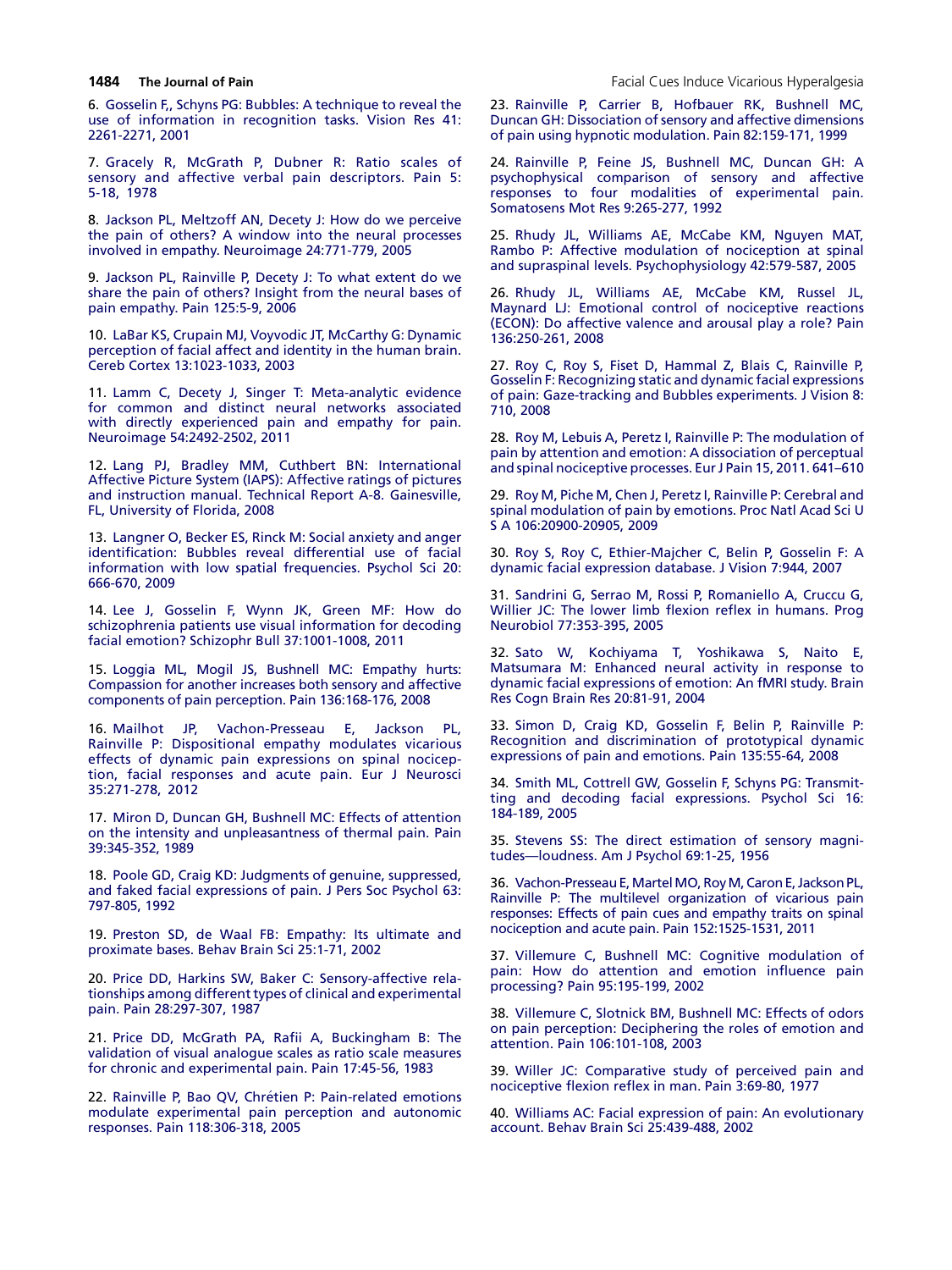6. Gosselin F,, Schyns PG: Bubbles: A technique to reveal the use of information in recognition tasks. Vision Res 41: 2261-2271, 2001

7. Gracely R, McGrath P, Dubner R: Ratio scales of sensory and affective verbal pain descriptors. Pain 5: 5-18, 1978

8. Jackson PL, Meltzoff AN, Decety J: How do we perceive the pain of others? A window into the neural processes involved in empathy. Neuroimage 24:771-779, 2005

9. Jackson PL, Rainville P, Decety J: To what extent do we share the pain of others? Insight from the neural bases of pain empathy. Pain 125:5-9, 2006

10. LaBar KS, Crupain MJ, Voyvodic JT, McCarthy G: Dynamic perception of facial affect and identity in the human brain. Cereb Cortex 13:1023-1033, 2003

11. Lamm C, Decety J, Singer T: Meta-analytic evidence for common and distinct neural networks associated with directly experienced pain and empathy for pain. Neuroimage 54:2492-2502, 2011

12. Lang PJ, Bradley MM, Cuthbert BN: International Affective Picture System (IAPS): Affective ratings of pictures and instruction manual. Technical Report A-8. Gainesville, FL, University of Florida, 2008

13. Langner O, Becker ES, Rinck M: Social anxiety and anger identification: Bubbles reveal differential use of facial information with low spatial frequencies. Psychol Sci 20: 666-670, 2009

14. Lee J, Gosselin F, Wynn JK, Green MF: How do schizophrenia patients use visual information for decoding facial emotion? Schizophr Bull 37:1001-1008, 2011

15. Loggia ML, Mogil JS, Bushnell MC: Empathy hurts: Compassion for another increases both sensory and affective components of pain perception. Pain 136:168-176, 2008

16. Mailhot JP, Vachon-Presseau E, Jackson PL, Rainville P: Dispositional empathy modulates vicarious effects of dynamic pain expressions on spinal nociception, facial responses and acute pain. Eur J Neurosci 35:271-278, 2012

17. Miron D, Duncan GH, Bushnell MC: Effects of attention on the intensity and unpleasantness of thermal pain. Pain 39:345-352, 1989

18. Poole GD, Craig KD: Judgments of genuine, suppressed, and faked facial expressions of pain. J Pers Soc Psychol 63: 797-805, 1992

19. Preston SD, de Waal FB: Empathy: Its ultimate and proximate bases. Behav Brain Sci 25:1-71, 2002

20. Price DD, Harkins SW, Baker C: Sensory-affective relationships among different types of clinical and experimental pain. Pain 28:297-307, 1987

21. Price DD, McGrath PA, Rafii A, Buckingham B: The validation of visual analogue scales as ratio scale measures for chronic and experimental pain. Pain 17:45-56, 1983

22. Rainville P, Bao QV, Chrétien P: Pain-related emotions modulate experimental pain perception and autonomic responses. Pain 118:306-318, 2005

23. Rainville P, Carrier B, Hofbauer RK, Bushnell MC, Duncan GH: Dissociation of sensory and affective dimensions of pain using hypnotic modulation. Pain 82:159-171, 1999

24. Rainville P, Feine JS, Bushnell MC, Duncan GH: A psychophysical comparison of sensory and affective responses to four modalities of experimental pain. Somatosens Mot Res 9:265-277, 1992

25. Rhudy JL, Williams AE, McCabe KM, Nguyen MAT, Rambo P: Affective modulation of nociception at spinal and supraspinal levels. Psychophysiology 42:579-587, 2005

26. Rhudy JL, Williams AE, McCabe KM, Russel JL, Maynard LJ: Emotional control of nociceptive reactions (ECON): Do affective valence and arousal play a role? Pain 136:250-261, 2008

27. Roy C, Roy S, Fiset D, Hammal Z, Blais C, Rainville P, Gosselin F: Recognizing static and dynamic facial expressions of pain: Gaze-tracking and Bubbles experiments. J Vision 8: 710, 2008

28. Roy M, Lebuis A, Peretz I, Rainville P: The modulation of pain by attention and emotion: A dissociation of perceptual and spinal nociceptive processes. Eur J Pain 15, 2011. 641–610

29. Roy M, Piche M, Chen J, Peretz I, Rainville P: Cerebral and spinal modulation of pain by emotions. Proc Natl Acad Sci U S A 106:20900-20905, 2009

30. Roy S, Roy C, Ethier-Majcher C, Belin P, Gosselin F: A dynamic facial expression database. J Vision 7:944, 2007

31. Sandrini G, Serrao M, Rossi P, Romaniello A, Cruccu G, Willier JC: The lower limb flexion reflex in humans. Prog Neurobiol 77:353-395, 2005

32. Sato W, Kochiyama T, Yoshikawa S, Naito E, Matsumara M: Enhanced neural activity in response to dynamic facial expressions of emotion: An fMRI study. Brain Res Cogn Brain Res 20:81-91, 2004

33. Simon D, Craig KD, Gosselin F, Belin P, Rainville P: Recognition and discrimination of prototypical dynamic expressions of pain and emotions. Pain 135:55-64, 2008

34. Smith ML, Cottrell GW, Gosselin F, Schyns PG: Transmitting and decoding facial expressions. Psychol Sci 16: 184-189, 2005

35. Stevens SS: The direct estimation of sensory magnitudes—loudness. Am J Psychol 69:1-25, 1956

36. Vachon-Presseau E, Martel MO, Roy M, Caron E, Jackson PL, Rainville P: The multilevel organization of vicarious pain responses: Effects of pain cues and empathy traits on spinal nociception and acute pain. Pain 152:1525-1531, 2011

37. Villemure C, Bushnell MC: Cognitive modulation of pain: How do attention and emotion influence pain processing? Pain 95:195-199, 2002

38. Villemure C, Slotnick BM, Bushnell MC: Effects of odors on pain perception: Deciphering the roles of emotion and attention. Pain 106:101-108, 2003

39. Willer JC: Comparative study of perceived pain and nociceptive flexion reflex in man. Pain 3:69-80, 1977

40. Williams AC: Facial expression of pain: An evolutionary account. Behav Brain Sci 25:439-488, 2002